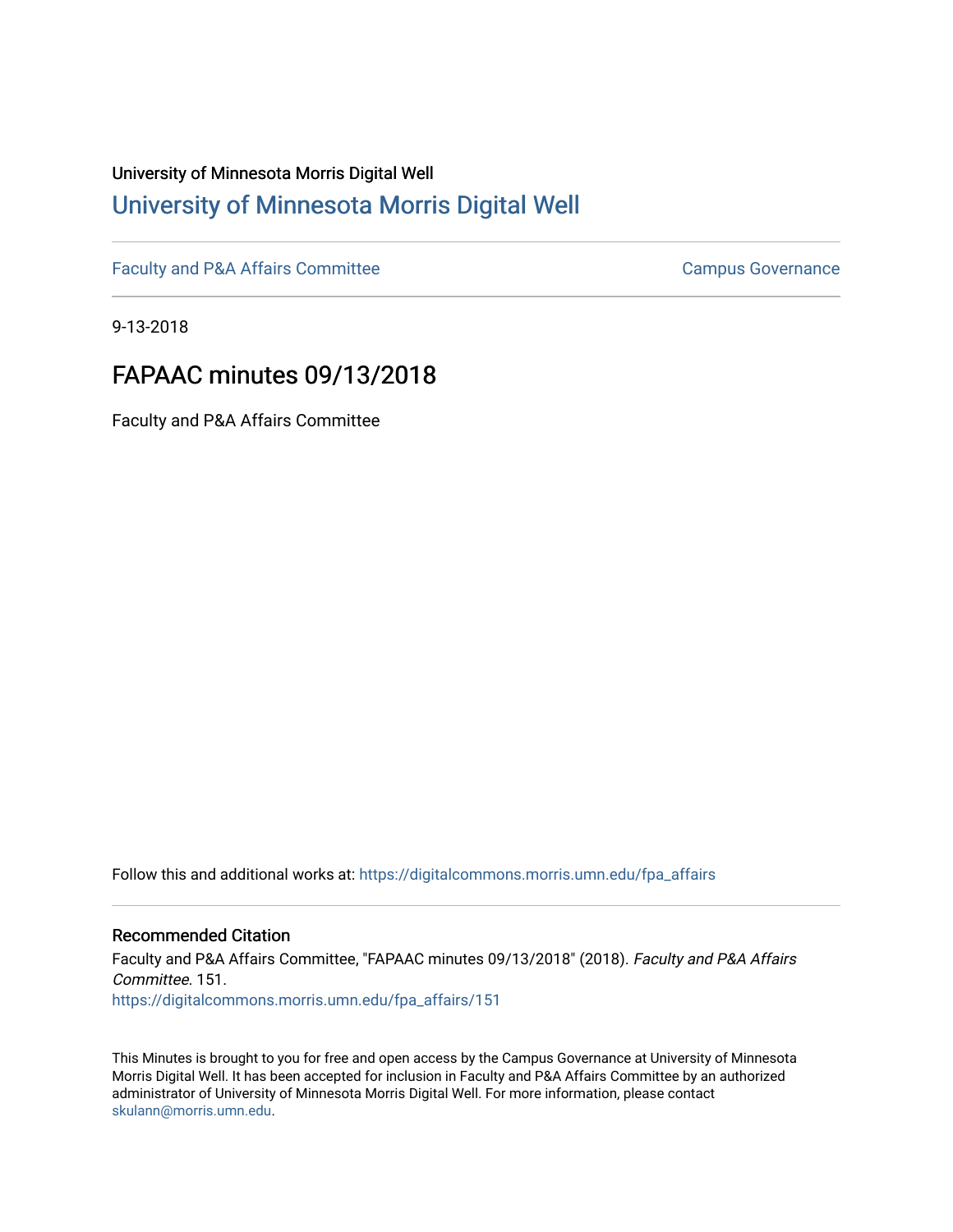University of Minnesota Morris Digital Well

# University of Minnesota Morris Digital Well

Faculty and P&A Affairs Committee | Campus Governance

9-13-2018

## FAPAAC minutes 09/13/2018

Faculty and P&A Affairs Committee

Follow this and additional works at: https://digitalcommons.morris.umn.edu/fpa_affairs

### Recommended Citation

Faculty and P&A Affairs Committee, "FAPAAC minutes 09/13/2018" (2018). *Faculty and P&A Affairs Committee*. 151.
https://digitalcommons.morris.umn.edu/fpa_affairs/151

This Minutes is brought to you for free and open access by the Campus Governance at University of Minnesota Morris Digital Well. It has been accepted for inclusion in Faculty and P&A Affairs Committee by an authorized administrator of University of Minnesota Morris Digital Well. For more information, please contact skulann@morris.umn.edu.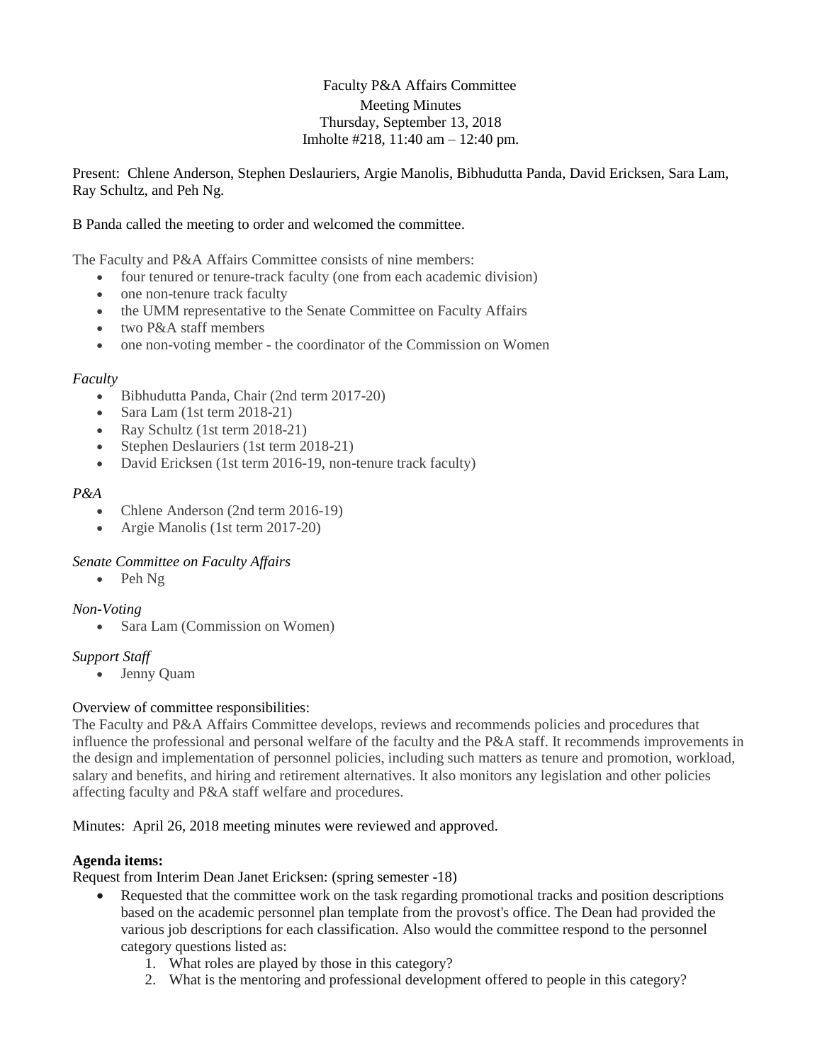Faculty P&A Affairs Committee
Meeting Minutes
Thursday, September 13, 2018
Imholte #218, 11:40 am – 12:40 pm.

Present: Chlene Anderson, Stephen Deslauriers, Argie Manolis, Bibhudutta Panda, David Ericksen, Sara Lam, Ray Schultz, and Peh Ng.

B Panda called the meeting to order and welcomed the committee.

The Faculty and P&A Affairs Committee consists of nine members:

- four tenured or tenure-track faculty (one from each academic division)
- one non-tenure track faculty
- the UMM representative to the Senate Committee on Faculty Affairs
- two P&A staff members
- one non-voting member - the coordinator of the Commission on Women

*Faculty*

- Bibhudutta Panda, Chair (2nd term 2017-20)
- Sara Lam (1st term 2018-21)
- Ray Schultz (1st term 2018-21)
- Stephen Deslauriers (1st term 2018-21)
- David Ericksen (1st term 2016-19, non-tenure track faculty)

*P&A*

- Chlene Anderson (2nd term 2016-19)
- Argie Manolis (1st term 2017-20)

*Senate Committee on Faculty Affairs*

- Peh Ng

*Non-Voting*

- Sara Lam (Commission on Women)

*Support Staff*

- Jenny Quam

Overview of committee responsibilities:
The Faculty and P&A Affairs Committee develops, reviews and recommends policies and procedures that influence the professional and personal welfare of the faculty and the P&A staff. It recommends improvements in the design and implementation of personnel policies, including such matters as tenure and promotion, workload, salary and benefits, and hiring and retirement alternatives. It also monitors any legislation and other policies affecting faculty and P&A staff welfare and procedures.

Minutes: April 26, 2018 meeting minutes were reviewed and approved.

**Agenda items:**

Request from Interim Dean Janet Ericksen: (spring semester -18)

- Requested that the committee work on the task regarding promotional tracks and position descriptions based on the academic personnel plan template from the provost's office. The Dean had provided the various job descriptions for each classification. Also would the committee respond to the personnel category questions listed as:
  1. What roles are played by those in this category?
  2. What is the mentoring and professional development offered to people in this category?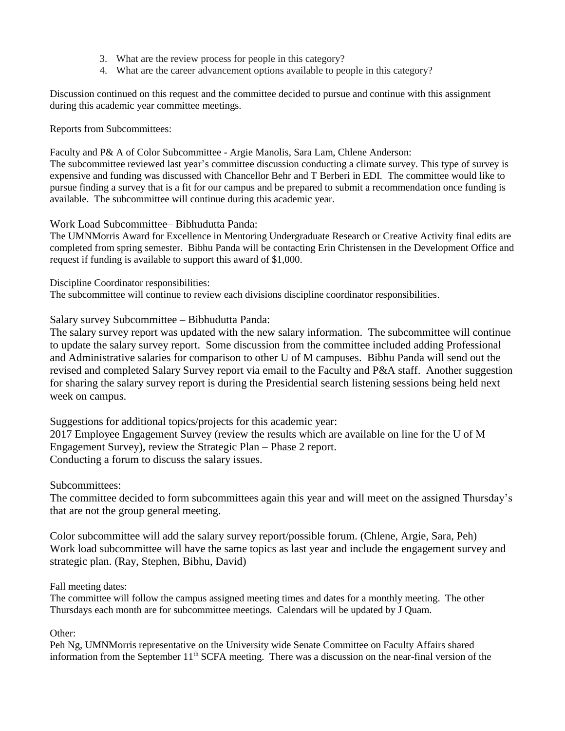3. What are the review process for people in this category?
4. What are the career advancement options available to people in this category?

Discussion continued on this request and the committee decided to pursue and continue with this assignment during this academic year committee meetings.

Reports from Subcommittees:

Faculty and P& A of Color Subcommittee - Argie Manolis, Sara Lam, Chlene Anderson:
The subcommittee reviewed last year's committee discussion conducting a climate survey. This type of survey is expensive and funding was discussed with Chancellor Behr and T Berberi in EDI. The committee would like to pursue finding a survey that is a fit for our campus and be prepared to submit a recommendation once funding is available. The subcommittee will continue during this academic year.

Work Load Subcommittee– Bibhudutta Panda:
The UMNMorris Award for Excellence in Mentoring Undergraduate Research or Creative Activity final edits are completed from spring semester. Bibhu Panda will be contacting Erin Christensen in the Development Office and request if funding is available to support this award of $1,000.

Discipline Coordinator responsibilities:
The subcommittee will continue to review each divisions discipline coordinator responsibilities.

Salary survey Subcommittee – Bibhudutta Panda:
The salary survey report was updated with the new salary information. The subcommittee will continue to update the salary survey report. Some discussion from the committee included adding Professional and Administrative salaries for comparison to other U of M campuses. Bibhu Panda will send out the revised and completed Salary Survey report via email to the Faculty and P&A staff. Another suggestion for sharing the salary survey report is during the Presidential search listening sessions being held next week on campus.

Suggestions for additional topics/projects for this academic year:
2017 Employee Engagement Survey (review the results which are available on line for the U of M Engagement Survey), review the Strategic Plan – Phase 2 report.
Conducting a forum to discuss the salary issues.

Subcommittees:
The committee decided to form subcommittees again this year and will meet on the assigned Thursday's that are not the group general meeting.

Color subcommittee will add the salary survey report/possible forum. (Chlene, Argie, Sara, Peh)
Work load subcommittee will have the same topics as last year and include the engagement survey and strategic plan. (Ray, Stephen, Bibhu, David)

Fall meeting dates:
The committee will follow the campus assigned meeting times and dates for a monthly meeting. The other Thursdays each month are for subcommittee meetings. Calendars will be updated by J Quam.

Other:
Peh Ng, UMNMorris representative on the University wide Senate Committee on Faculty Affairs shared information from the September 11th SCFA meeting. There was a discussion on the near-final version of the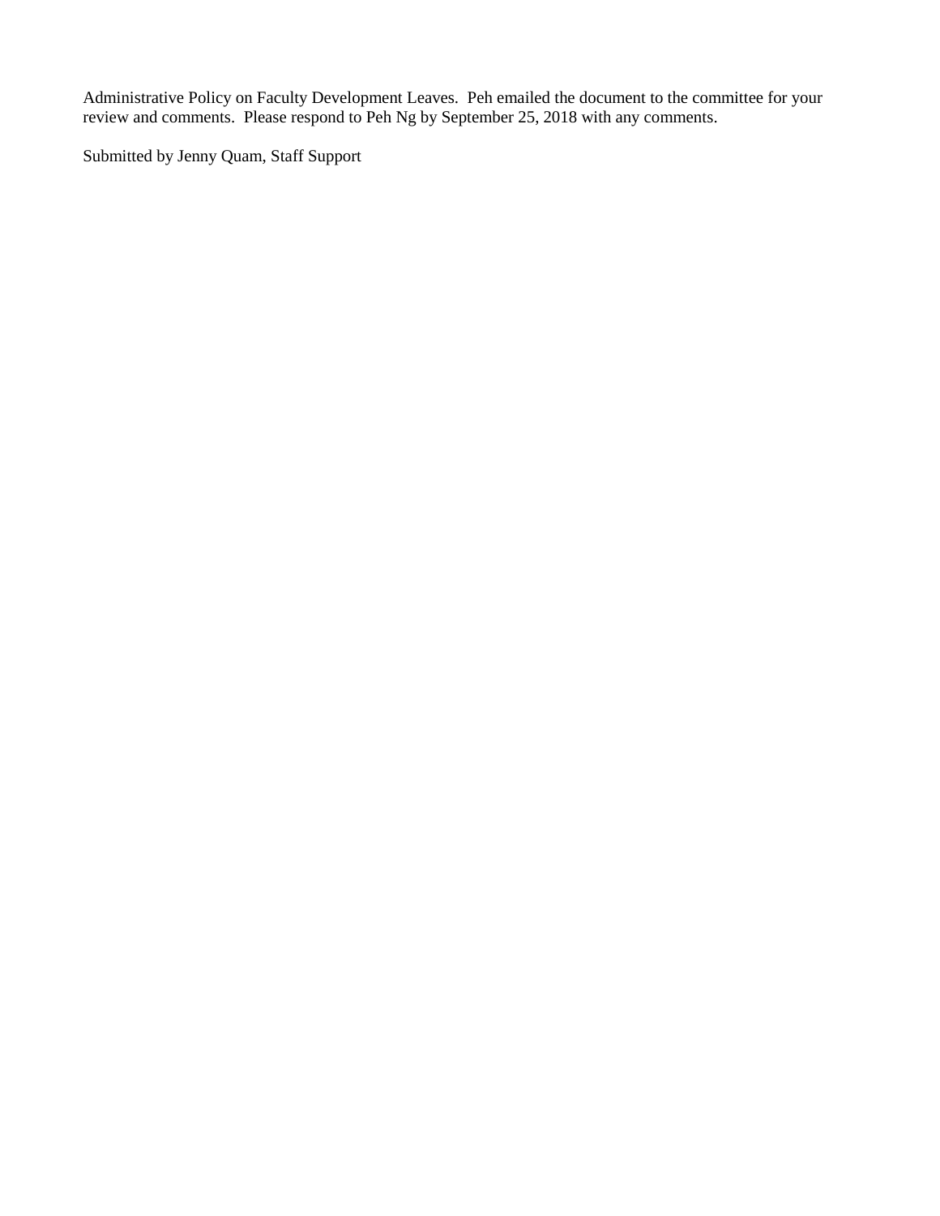Administrative Policy on Faculty Development Leaves. Peh emailed the document to the committee for your review and comments. Please respond to Peh Ng by September 25, 2018 with any comments.

Submitted by Jenny Quam, Staff Support